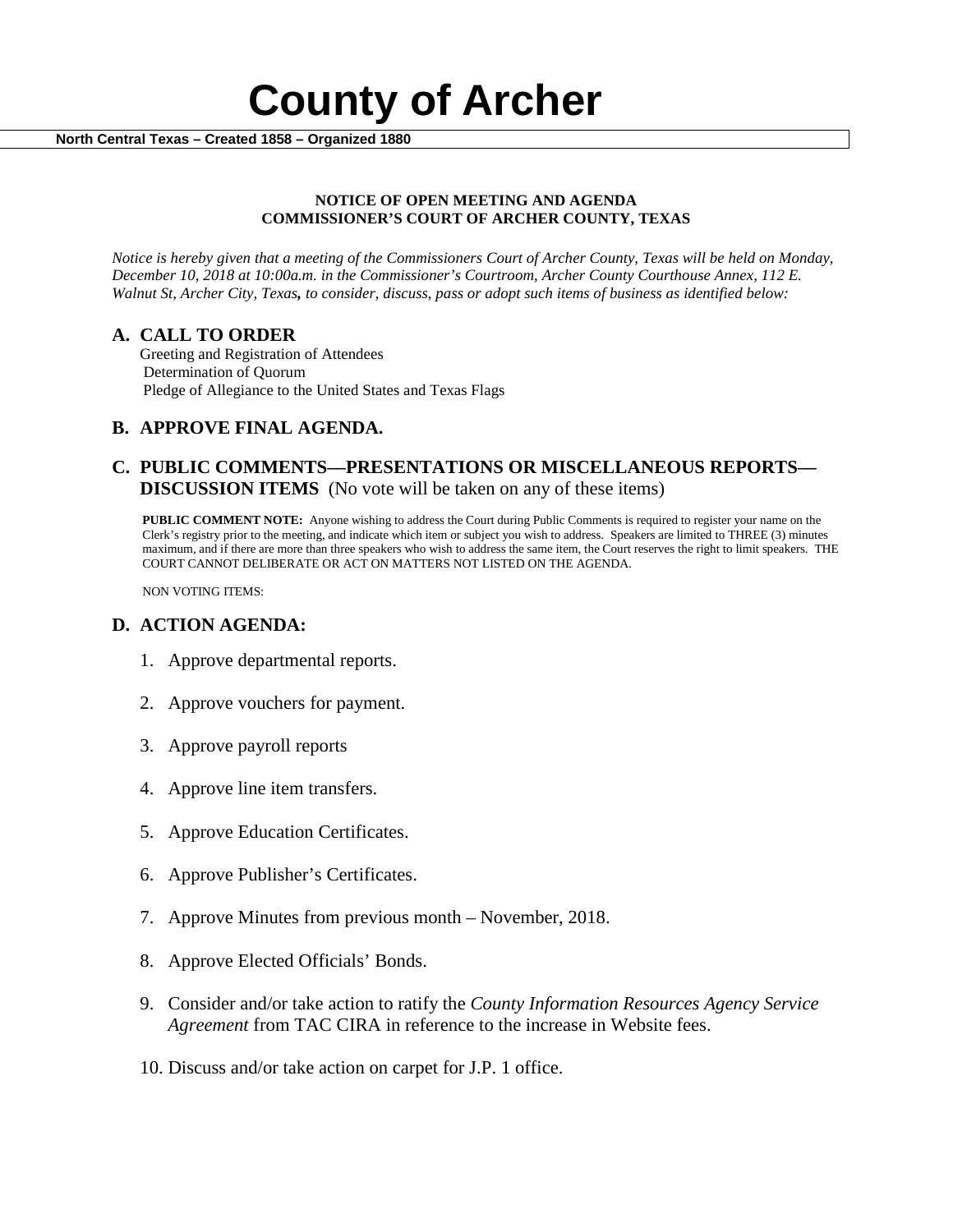# County of Archer

**North Central Texas – Created 1858 – Organized 1880**

**NOTICE OF OPEN MEETING AND AGENDA**
**COMMISSIONER'S COURT OF ARCHER COUNTY, TEXAS**

*Notice is hereby given that a meeting of the Commissioners Court of Archer County, Texas will be held on Monday, December 10, 2018 at 10:00a.m. in the Commissioner's Courtroom, Archer County Courthouse Annex, 112 E. Walnut St, Archer City, Texas, to consider, discuss, pass or adopt such items of business as identified below:*

## A. CALL TO ORDER

Greeting and Registration of Attendees
Determination of Quorum
Pledge of Allegiance to the United States and Texas Flags

## B. APPROVE FINAL AGENDA.

## C. PUBLIC COMMENTS—PRESENTATIONS OR MISCELLANEOUS REPORTS—DISCUSSION ITEMS (No vote will be taken on any of these items)

**PUBLIC COMMENT NOTE:** Anyone wishing to address the Court during Public Comments is required to register your name on the Clerk's registry prior to the meeting, and indicate which item or subject you wish to address. Speakers are limited to THREE (3) minutes maximum, and if there are more than three speakers who wish to address the same item, the Court reserves the right to limit speakers. THE COURT CANNOT DELIBERATE OR ACT ON MATTERS NOT LISTED ON THE AGENDA.

NON VOTING ITEMS:

## D. ACTION AGENDA:

1. Approve departmental reports.
2. Approve vouchers for payment.
3. Approve payroll reports
4. Approve line item transfers.
5. Approve Education Certificates.
6. Approve Publisher's Certificates.
7. Approve Minutes from previous month – November, 2018.
8. Approve Elected Officials' Bonds.
9. Consider and/or take action to ratify the *County Information Resources Agency Service Agreement* from TAC CIRA in reference to the increase in Website fees.
10. Discuss and/or take action on carpet for J.P. 1 office.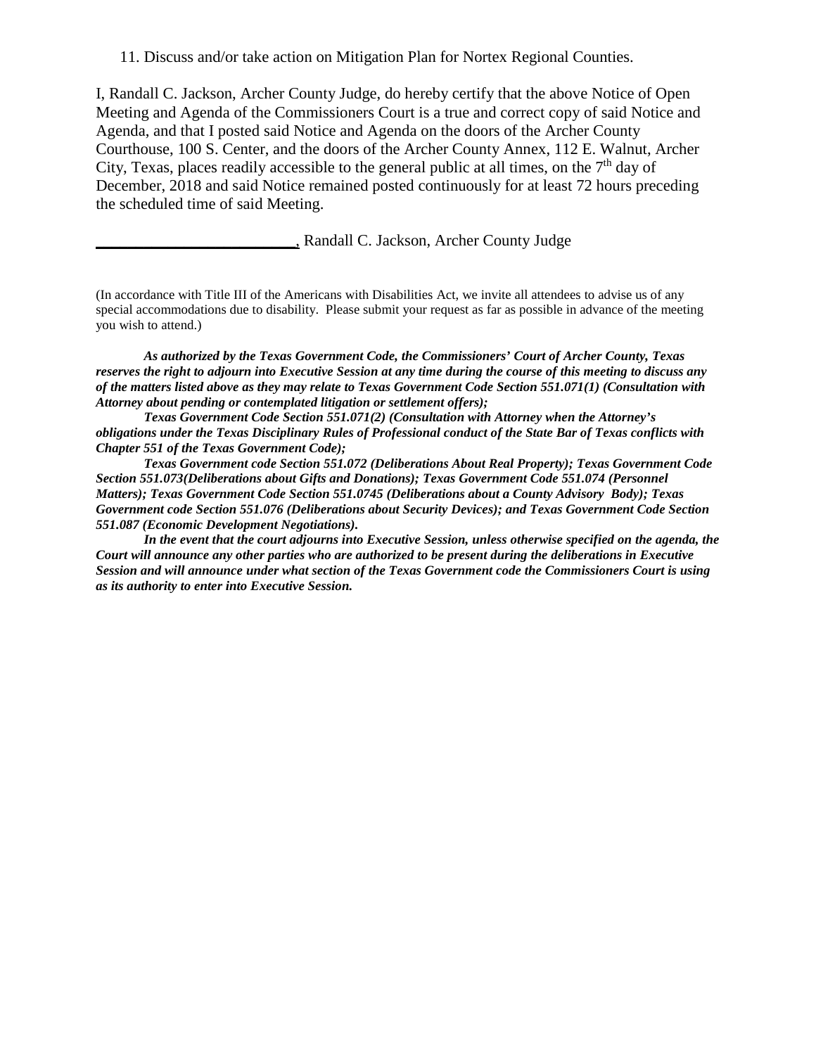11. Discuss and/or take action on Mitigation Plan for Nortex Regional Counties.

I, Randall C. Jackson, Archer County Judge, do hereby certify that the above Notice of Open Meeting and Agenda of the Commissioners Court is a true and correct copy of said Notice and Agenda, and that I posted said Notice and Agenda on the doors of the Archer County Courthouse, 100 S. Center, and the doors of the Archer County Annex, 112 E. Walnut, Archer City, Texas, places readily accessible to the general public at all times, on the 7th day of December, 2018 and said Notice remained posted continuously for at least 72 hours preceding the scheduled time of said Meeting.

__________________________, Randall C. Jackson, Archer County Judge

(In accordance with Title III of the Americans with Disabilities Act, we invite all attendees to advise us of any special accommodations due to disability. Please submit your request as far as possible in advance of the meeting you wish to attend.)

***As authorized by the Texas Government Code, the Commissioners' Court of Archer County, Texas reserves the right to adjourn into Executive Session at any time during the course of this meeting to discuss any of the matters listed above as they may relate to Texas Government Code Section 551.071(1) (Consultation with Attorney about pending or contemplated litigation or settlement offers);***

***Texas Government Code Section 551.071(2) (Consultation with Attorney when the Attorney's obligations under the Texas Disciplinary Rules of Professional conduct of the State Bar of Texas conflicts with Chapter 551 of the Texas Government Code);***

***Texas Government code Section 551.072 (Deliberations About Real Property); Texas Government Code Section 551.073(Deliberations about Gifts and Donations); Texas Government Code 551.074 (Personnel Matters); Texas Government Code Section 551.0745 (Deliberations about a County Advisory Body); Texas Government code Section 551.076 (Deliberations about Security Devices); and Texas Government Code Section 551.087 (Economic Development Negotiations).***

***In the event that the court adjourns into Executive Session, unless otherwise specified on the agenda, the Court will announce any other parties who are authorized to be present during the deliberations in Executive Session and will announce under what section of the Texas Government code the Commissioners Court is using as its authority to enter into Executive Session.***